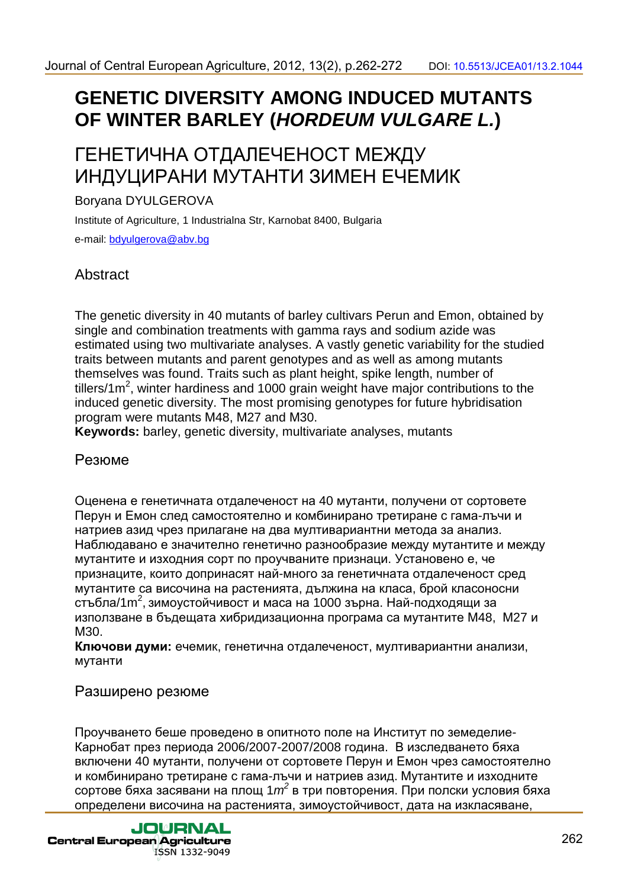# GENETIC DIVERSITY AMONG INDUCED MUTANTS OF WINTER BARLEY (*HORDEUM VULGARE L.*)

# ГЕНЕТИЧНА ОТДАЛЕЧЕНОСТ МЕЖДУ ИНДУЦИРАНИ МУТАНТИ ЗИМЕН ЕЧЕМИК

Boryana DYULGEROVA

Institute of Agriculture, 1 Industrialna Str, Karnobat 8400, Bulgaria

e-mail: bdyulgerova@abv.bg

## Abstract

The genetic diversity in 40 mutants of barley cultivars Perun and Emon, obtained by single and combination treatments with gamma rays and sodium azide was estimated using two multivariate analyses. A vastly genetic variability for the studied traits between mutants and parent genotypes and as well as among mutants themselves was found. Traits such as plant height, spike length, number of tillers/1m$^2$, winter hardiness and 1000 grain weight have major contributions to the induced genetic diversity. The most promising genotypes for future hybridisation program were mutants M48, M27 and M30.

**Keywords:** barley, genetic diversity, multivariate analyses, mutants

## Резюме

Оценена е генетичната отдалеченост на 40 мутанти, получени от сортовете Перун и Емон след самостоятелно и комбинирано третиране с гама-лъчи и натриев азид чрез прилагане на два мултивариантни метода за анализ. Наблюдавано е значително генетично разнообразие между мутантите и между мутантите и изходния сорт по проучваните признаци. Установено е, че признаците, които допринасят най-много за генетичната отдалеченост сред мутантите са височина на растенията, дължина на класа, брой класоносни стъбла/1m$^2$, зимоустойчивост и маса на 1000 зърна. Най-подходящи за използване в бъдещата хибридизационна програма са мутантите M48, M27 и M30.

**Ключови думи:** ечемик, генетична отдалеченост, мултивариантни анализи, мутанти

## Разширено резюме

Проучването беше проведено в опитното поле на Институт по земеделие-Карнобат през периода 2006/2007-2007/2008 година. В изследването бяха включени 40 мутанти, получени от сортовете Перун и Емон чрез самостоятелно и комбинирано третиране с гама-лъчи и натриев азид. Мутантите и изходните сортове бяха засявани на площ 1$m^2$ в три повторения. При полски условия бяха определени височина на растенията, зимоустойчивост, дата на изкласяване,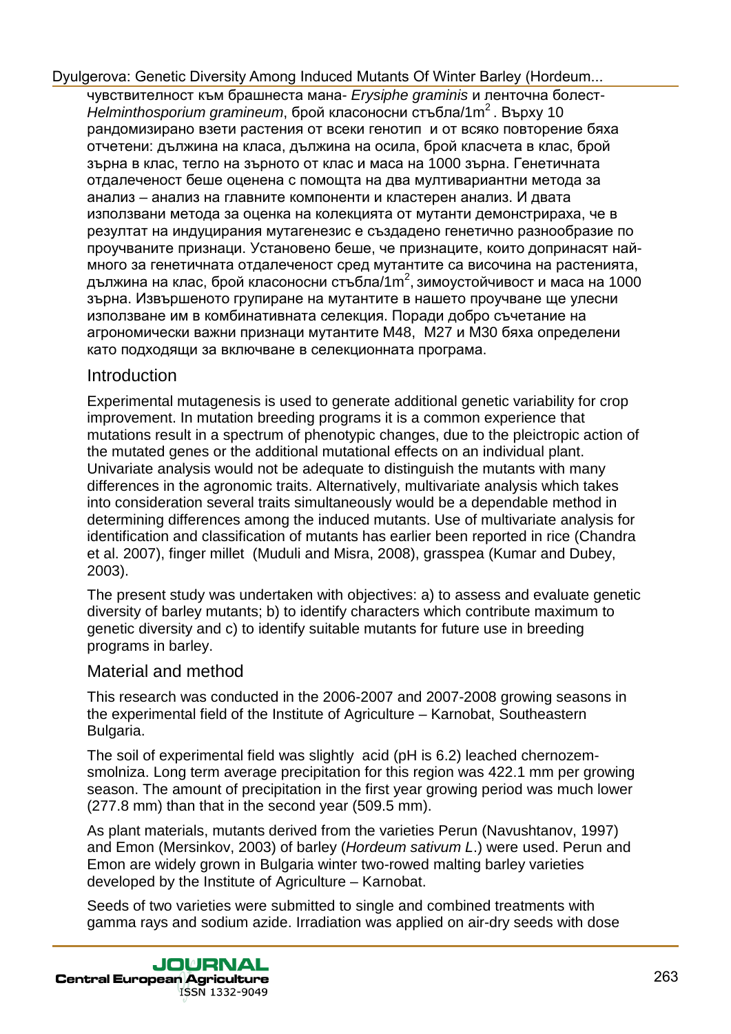чувствителност към брашнеста мана- *Erysiphe graminis* и ленточна болест- *Helminthosporium gramineum*, брой класоносни стъбла/1m$^2$ . Върху 10 рандомизирано взети растения от всеки генотип и от всяко повторение бяха отчетени: дължина на класа, дължина на осила, брой класчета в клас, брой зърна в клас, тегло на зърното от клас и маса на 1000 зърна. Генетичната отдалеченост беше оценена с помощта на два мултивариантни метода за анализ – анализ на главните компоненти и кластерен анализ. И двата използвани метода за оценка на колекцията от мутанти демонстрираха, че в резултат на индуцирания мутагенезис е създадено генетично разнообразие по проучваните признаци. Установено беше, че признаците, които допринасят най-много за генетичната отдалеченост сред мутантите са височина на растенията, дължина на клас, брой класоносни стъбла/1m$^2$, зимоустойчивост и маса на 1000 зърна. Извършеното групиране на мутантите в нашето проучване ще улесни използване им в комбинативната селекция. Поради добро съчетание на агрономически важни признаци мутантите М48, М27 и М30 бяха определени като подходящи за включване в селекционната програма.

## Introduction

Experimental mutagenesis is used to generate additional genetic variability for crop improvement. In mutation breeding programs it is a common experience that mutations result in a spectrum of phenotypic changes, due to the pleictropic action of the mutated genes or the additional mutational effects on an individual plant. Univariate analysis would not be adequate to distinguish the mutants with many differences in the agronomic traits. Alternatively, multivariate analysis which takes into consideration several traits simultaneously would be a dependable method in determining differences among the induced mutants. Use of multivariate analysis for identification and classification of mutants has earlier been reported in rice (Chandra et al. 2007), finger millet (Muduli and Misra, 2008), grasspea (Kumar and Dubey, 2003).

The present study was undertaken with objectives: a) to assess and evaluate genetic diversity of barley mutants; b) to identify characters which contribute maximum to genetic diversity and c) to identify suitable mutants for future use in breeding programs in barley.

## Material and method

This research was conducted in the 2006-2007 and 2007-2008 growing seasons in the experimental field of the Institute of Agriculture – Karnobat, Southeastern Bulgaria.

The soil of experimental field was slightly acid (pH is 6.2) leached chernozem-smolniza. Long term average precipitation for this region was 422.1 mm per growing season. The amount of precipitation in the first year growing period was much lower (277.8 mm) than that in the second year (509.5 mm).

As plant materials, mutants derived from the varieties Perun (Navushtanov, 1997) and Emon (Mersinkov, 2003) of barley (*Hordeum sativum L.*) were used. Perun and Emon are widely grown in Bulgaria winter two-rowed malting barley varieties developed by the Institute of Agriculture – Karnobat.

Seeds of two varieties were submitted to single and combined treatments with gamma rays and sodium azide. Irradiation was applied on air-dry seeds with dose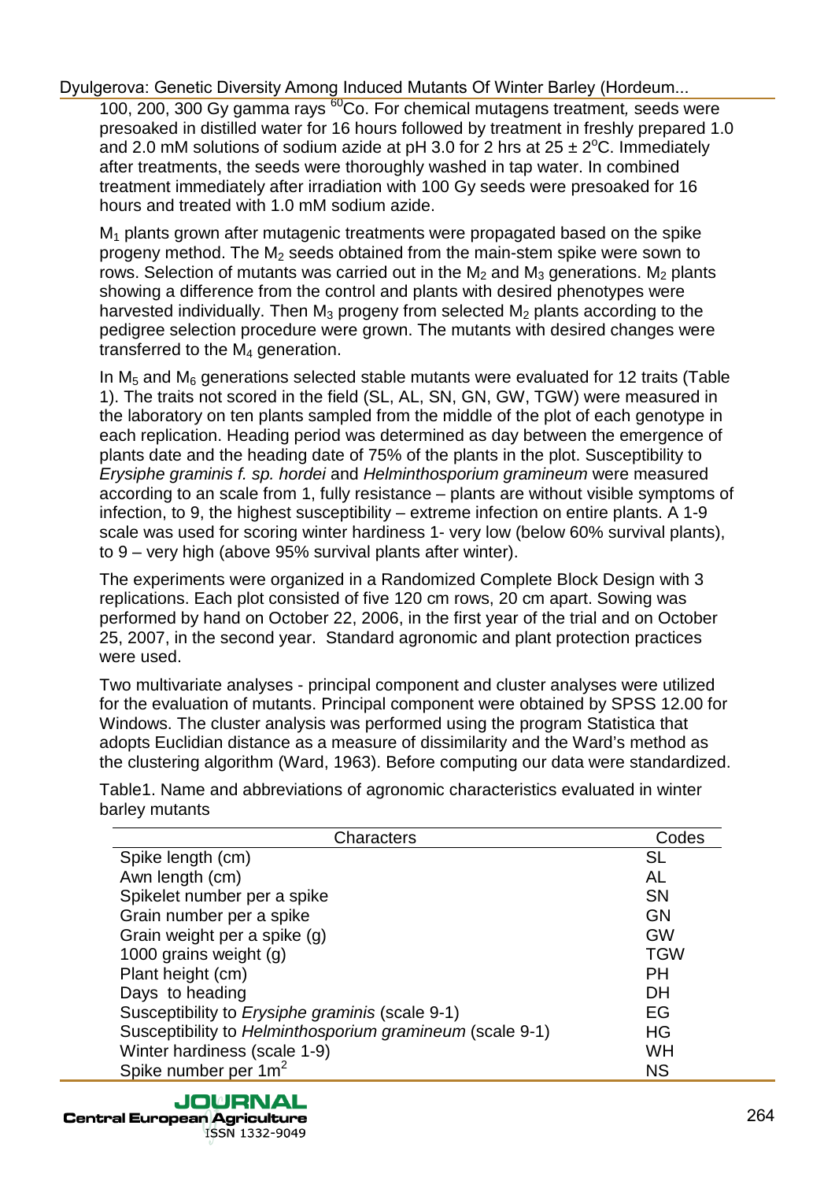100, 200, 300 Gy gamma rays $^{60}$Co. For chemical mutagens treatment, seeds were presoaked in distilled water for 16 hours followed by treatment in freshly prepared 1.0 and 2.0 mM solutions of sodium azide at pH 3.0 for 2 hrs at 25 ± 2°C. Immediately after treatments, the seeds were thoroughly washed in tap water. In combined treatment immediately after irradiation with 100 Gy seeds were presoaked for 16 hours and treated with 1.0 mM sodium azide.

$M_1$ plants grown after mutagenic treatments were propagated based on the spike progeny method. The $M_2$ seeds obtained from the main-stem spike were sown to rows. Selection of mutants was carried out in the $M_2$ and $M_3$ generations. $M_2$ plants showing a difference from the control and plants with desired phenotypes were harvested individually. Then $M_3$ progeny from selected $M_2$ plants according to the pedigree selection procedure were grown. The mutants with desired changes were transferred to the $M_4$ generation.

In $M_5$ and $M_6$ generations selected stable mutants were evaluated for 12 traits (Table 1). The traits not scored in the field (SL, AL, SN, GN, GW, TGW) were measured in the laboratory on ten plants sampled from the middle of the plot of each genotype in each replication. Heading period was determined as day between the emergence of plants date and the heading date of 75% of the plants in the plot. Susceptibility to *Erysiphe graminis f. sp. hordei* and *Helminthosporium gramineum* were measured according to an scale from 1, fully resistance – plants are without visible symptoms of infection, to 9, the highest susceptibility – extreme infection on entire plants. A 1-9 scale was used for scoring winter hardiness 1- very low (below 60% survival plants), to 9 – very high (above 95% survival plants after winter).

The experiments were organized in a Randomized Complete Block Design with 3 replications. Each plot consisted of five 120 cm rows, 20 cm apart. Sowing was performed by hand on October 22, 2006, in the first year of the trial and on October 25, 2007, in the second year. Standard agronomic and plant protection practices were used.

Two multivariate analyses - principal component and cluster analyses were utilized for the evaluation of mutants. Principal component were obtained by SPSS 12.00 for Windows. The cluster analysis was performed using the program Statistica that adopts Euclidian distance as a measure of dissimilarity and the Ward's method as the clustering algorithm (Ward, 1963). Before computing our data were standardized.

Table1. Name and abbreviations of agronomic characteristics evaluated in winter barley mutants

| Characters | Codes |
|---|---|
| Spike length (cm) | SL |
| Awn length (cm) | AL |
| Spikelet number per a spike | SN |
| Grain number per a spike | GN |
| Grain weight per a spike (g) | GW |
| 1000 grains weight (g) | TGW |
| Plant height (cm) | PH |
| Days to heading | DH |
| Susceptibility to *Erysiphe graminis* (scale 9-1) | EG |
| Susceptibility to *Helminthosporium gramineum* (scale 9-1) | HG |
| Winter hardiness (scale 1-9) | WH |
| Spike number per 1m$^2$ | NS |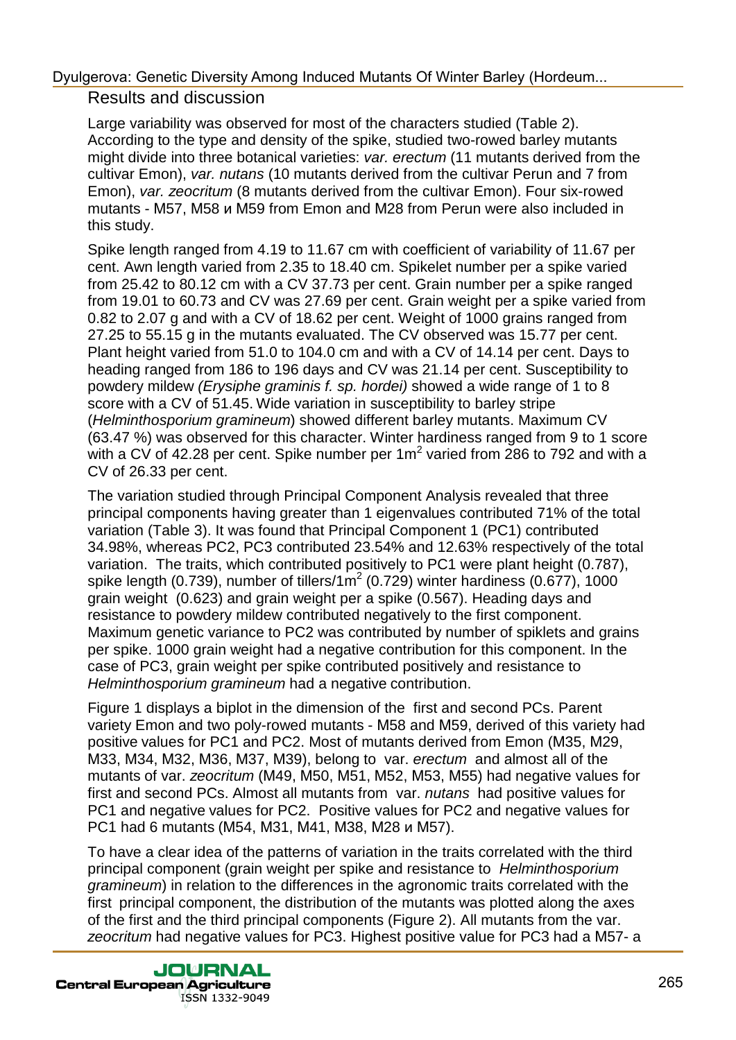## Results and discussion

Large variability was observed for most of the characters studied (Table 2). According to the type and density of the spike, studied two-rowed barley mutants might divide into three botanical varieties: *var. erectum* (11 mutants derived from the cultivar Emon), *var. nutans* (10 mutants derived from the cultivar Perun and 7 from Emon), *var. zeocritum* (8 mutants derived from the cultivar Emon). Four six-rowed mutants - M57, M58 и M59 from Emon and M28 from Perun were also included in this study.

Spike length ranged from 4.19 to 11.67 cm with coefficient of variability of 11.67 per cent. Awn length varied from 2.35 to 18.40 cm. Spikelet number per a spike varied from 25.42 to 80.12 cm with a CV 37.73 per cent. Grain number per a spike ranged from 19.01 to 60.73 and CV was 27.69 per cent. Grain weight per a spike varied from 0.82 to 2.07 g and with a CV of 18.62 per cent. Weight of 1000 grains ranged from 27.25 to 55.15 g in the mutants evaluated. The CV observed was 15.77 per cent. Plant height varied from 51.0 to 104.0 cm and with a CV of 14.14 per cent. Days to heading ranged from 186 to 196 days and CV was 21.14 per cent. Susceptibility to powdery mildew *(Erysiphe graminis f. sp. hordei)* showed a wide range of 1 to 8 score with a CV of 51.45. Wide variation in susceptibility to barley stripe (*Helminthosporium gramineum*) showed different barley mutants. Maximum CV (63.47 %) was observed for this character. Winter hardiness ranged from 9 to 1 score with a CV of 42.28 per cent. Spike number per $1m^2$ varied from 286 to 792 and with a CV of 26.33 per cent.

The variation studied through Principal Component Analysis revealed that three principal components having greater than 1 eigenvalues contributed 71% of the total variation (Table 3). It was found that Principal Component 1 (PC1) contributed 34.98%, whereas PC2, PC3 contributed 23.54% and 12.63% respectively of the total variation. The traits, which contributed positively to PC1 were plant height (0.787), spike length (0.739), number of tillers/$1m^2$ (0.729) winter hardiness (0.677), 1000 grain weight (0.623) and grain weight per a spike (0.567). Heading days and resistance to powdery mildew contributed negatively to the first component. Maximum genetic variance to PC2 was contributed by number of spiklets and grains per spike. 1000 grain weight had a negative contribution for this component. In the case of PC3, grain weight per spike contributed positively and resistance to *Helminthosporium gramineum* had a negative contribution.

Figure 1 displays a biplot in the dimension of the first and second PCs. Parent variety Emon and two poly-rowed mutants - M58 and M59, derived of this variety had positive values for PC1 and PC2. Most of mutants derived from Emon (M35, M29, M33, M34, M32, M36, M37, M39), belong to var. *erectum* and almost all of the mutants of var. *zeocritum* (M49, M50, M51, M52, M53, M55) had negative values for first and second PCs. Almost all mutants from var. *nutans* had positive values for PC1 and negative values for PC2. Positive values for PC2 and negative values for PC1 had 6 mutants (M54, M31, M41, M38, M28 и M57).

To have a clear idea of the patterns of variation in the traits correlated with the third principal component (grain weight per spike and resistance to *Helminthosporium gramineum*) in relation to the differences in the agronomic traits correlated with the first principal component, the distribution of the mutants was plotted along the axes of the first and the third principal components (Figure 2). All mutants from the var. *zeocritum* had negative values for PC3. Highest positive value for PC3 had a M57- a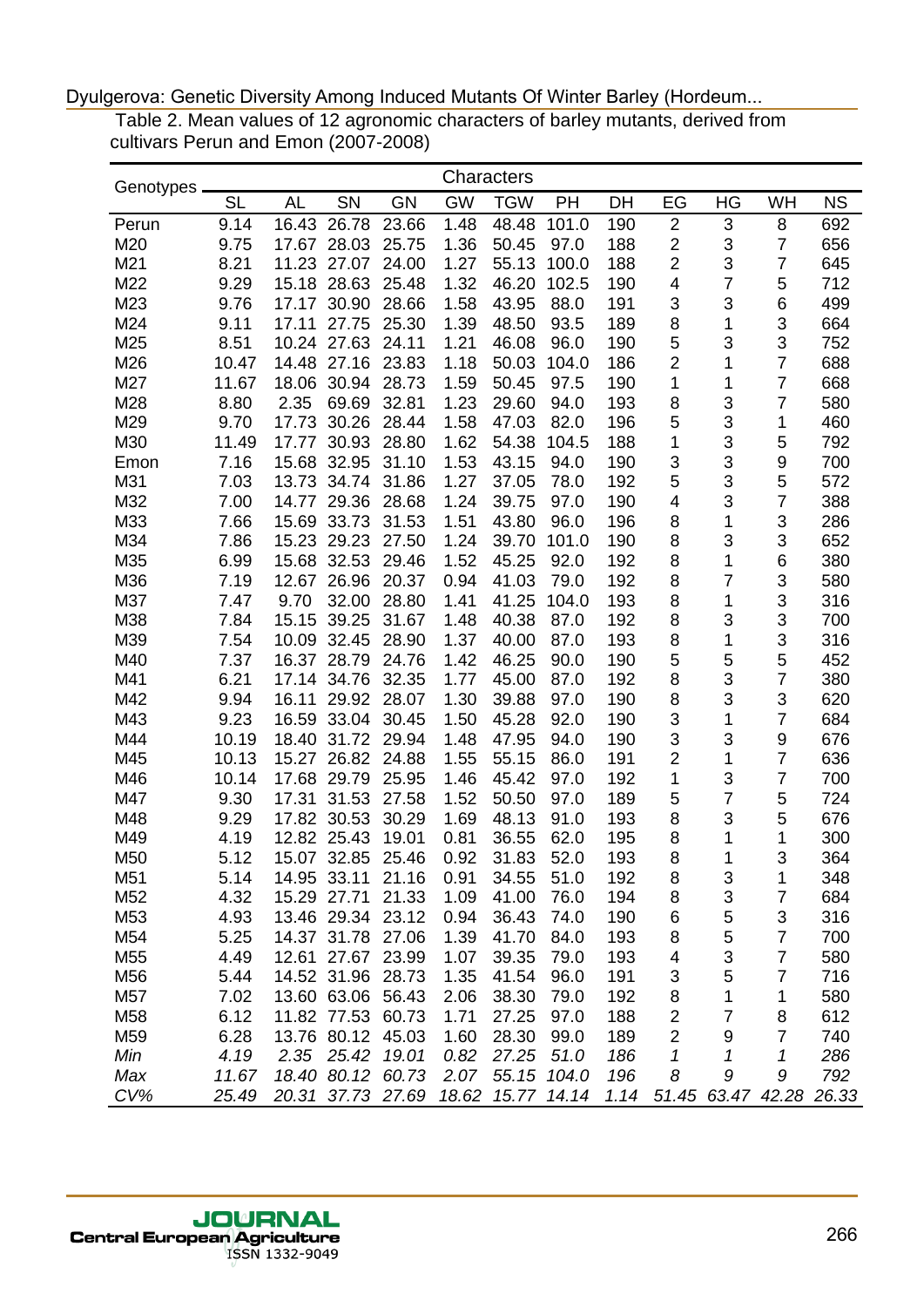Table 2. Mean values of 12 agronomic characters of barley mutants, derived from cultivars Perun and Emon (2007-2008)

| Genotypes | Characters | | | | | | | | | | | |
|---|---|---|---|---|---|---|---|---|---|---|---|---|
| | SL | AL | SN | GN | GW | TGW | PH | DH | EG | HG | WH | NS |
| Perun | 9.14 | 16.43 | 26.78 | 23.66 | 1.48 | 48.48 | 101.0 | 190 | 2 | 3 | 8 | 692 |
| M20 | 9.75 | 17.67 | 28.03 | 25.75 | 1.36 | 50.45 | 97.0 | 188 | 2 | 3 | 7 | 656 |
| M21 | 8.21 | 11.23 | 27.07 | 24.00 | 1.27 | 55.13 | 100.0 | 188 | 2 | 3 | 7 | 645 |
| M22 | 9.29 | 15.18 | 28.63 | 25.48 | 1.32 | 46.20 | 102.5 | 190 | 4 | 7 | 5 | 712 |
| M23 | 9.76 | 17.17 | 30.90 | 28.66 | 1.58 | 43.95 | 88.0 | 191 | 3 | 3 | 6 | 499 |
| M24 | 9.11 | 17.11 | 27.75 | 25.30 | 1.39 | 48.50 | 93.5 | 189 | 8 | 1 | 3 | 664 |
| M25 | 8.51 | 10.24 | 27.63 | 24.11 | 1.21 | 46.08 | 96.0 | 190 | 5 | 3 | 3 | 752 |
| M26 | 10.47 | 14.48 | 27.16 | 23.83 | 1.18 | 50.03 | 104.0 | 186 | 2 | 1 | 7 | 688 |
| M27 | 11.67 | 18.06 | 30.94 | 28.73 | 1.59 | 50.45 | 97.5 | 190 | 1 | 1 | 7 | 668 |
| M28 | 8.80 | 2.35 | 69.69 | 32.81 | 1.23 | 29.60 | 94.0 | 193 | 8 | 3 | 7 | 580 |
| M29 | 9.70 | 17.73 | 30.26 | 28.44 | 1.58 | 47.03 | 82.0 | 196 | 5 | 3 | 1 | 460 |
| M30 | 11.49 | 17.77 | 30.93 | 28.80 | 1.62 | 54.38 | 104.5 | 188 | 1 | 3 | 5 | 792 |
| Emon | 7.16 | 15.68 | 32.95 | 31.10 | 1.53 | 43.15 | 94.0 | 190 | 3 | 3 | 9 | 700 |
| M31 | 7.03 | 13.73 | 34.74 | 31.86 | 1.27 | 37.05 | 78.0 | 192 | 5 | 3 | 5 | 572 |
| M32 | 7.00 | 14.77 | 29.36 | 28.68 | 1.24 | 39.75 | 97.0 | 190 | 4 | 3 | 7 | 388 |
| M33 | 7.66 | 15.69 | 33.73 | 31.53 | 1.51 | 43.80 | 96.0 | 196 | 8 | 1 | 3 | 286 |
| M34 | 7.86 | 15.23 | 29.23 | 27.50 | 1.24 | 39.70 | 101.0 | 190 | 8 | 3 | 3 | 652 |
| M35 | 6.99 | 15.68 | 32.53 | 29.46 | 1.52 | 45.25 | 92.0 | 192 | 8 | 1 | 6 | 380 |
| M36 | 7.19 | 12.67 | 26.96 | 20.37 | 0.94 | 41.03 | 79.0 | 192 | 8 | 7 | 3 | 580 |
| M37 | 7.47 | 9.70 | 32.00 | 28.80 | 1.41 | 41.25 | 104.0 | 193 | 8 | 1 | 3 | 316 |
| M38 | 7.84 | 15.15 | 39.25 | 31.67 | 1.48 | 40.38 | 87.0 | 192 | 8 | 3 | 3 | 700 |
| M39 | 7.54 | 10.09 | 32.45 | 28.90 | 1.37 | 40.00 | 87.0 | 193 | 8 | 1 | 3 | 316 |
| M40 | 7.37 | 16.37 | 28.79 | 24.76 | 1.42 | 46.25 | 90.0 | 190 | 5 | 5 | 5 | 452 |
| M41 | 6.21 | 17.14 | 34.76 | 32.35 | 1.77 | 45.00 | 87.0 | 192 | 8 | 3 | 7 | 380 |
| M42 | 9.94 | 16.11 | 29.92 | 28.07 | 1.30 | 39.88 | 97.0 | 190 | 8 | 3 | 3 | 620 |
| M43 | 9.23 | 16.59 | 33.04 | 30.45 | 1.50 | 45.28 | 92.0 | 190 | 3 | 1 | 7 | 684 |
| M44 | 10.19 | 18.40 | 31.72 | 29.94 | 1.48 | 47.95 | 94.0 | 190 | 3 | 3 | 9 | 676 |
| M45 | 10.13 | 15.27 | 26.82 | 24.88 | 1.55 | 55.15 | 86.0 | 191 | 2 | 1 | 7 | 636 |
| M46 | 10.14 | 17.68 | 29.79 | 25.95 | 1.46 | 45.42 | 97.0 | 192 | 1 | 3 | 7 | 700 |
| M47 | 9.30 | 17.31 | 31.53 | 27.58 | 1.52 | 50.50 | 97.0 | 189 | 5 | 7 | 5 | 724 |
| M48 | 9.29 | 17.82 | 30.53 | 30.29 | 1.69 | 48.13 | 91.0 | 193 | 8 | 3 | 5 | 676 |
| M49 | 4.19 | 12.82 | 25.43 | 19.01 | 0.81 | 36.55 | 62.0 | 195 | 8 | 1 | 1 | 300 |
| M50 | 5.12 | 15.07 | 32.85 | 25.46 | 0.92 | 31.83 | 52.0 | 193 | 8 | 1 | 3 | 364 |
| M51 | 5.14 | 14.95 | 33.11 | 21.16 | 0.91 | 34.55 | 51.0 | 192 | 8 | 3 | 1 | 348 |
| M52 | 4.32 | 15.29 | 27.71 | 21.33 | 1.09 | 41.00 | 76.0 | 194 | 8 | 3 | 7 | 684 |
| M53 | 4.93 | 13.46 | 29.34 | 23.12 | 0.94 | 36.43 | 74.0 | 190 | 6 | 5 | 3 | 316 |
| M54 | 5.25 | 14.37 | 31.78 | 27.06 | 1.39 | 41.70 | 84.0 | 193 | 8 | 5 | 7 | 700 |
| M55 | 4.49 | 12.61 | 27.67 | 23.99 | 1.07 | 39.35 | 79.0 | 193 | 4 | 3 | 7 | 580 |
| M56 | 5.44 | 14.52 | 31.96 | 28.73 | 1.35 | 41.54 | 96.0 | 191 | 3 | 5 | 7 | 716 |
| M57 | 7.02 | 13.60 | 63.06 | 56.43 | 2.06 | 38.30 | 79.0 | 192 | 8 | 1 | 1 | 580 |
| M58 | 6.12 | 11.82 | 77.53 | 60.73 | 1.71 | 27.25 | 97.0 | 188 | 2 | 7 | 8 | 612 |
| M59 | 6.28 | 13.76 | 80.12 | 45.03 | 1.60 | 28.30 | 99.0 | 189 | 2 | 9 | 7 | 740 |
| *Min* | *4.19* | *2.35* | *25.42* | *19.01* | *0.82* | *27.25* | *51.0* | *186* | *1* | *1* | *1* | *286* |
| *Max* | *11.67* | *18.40* | *80.12* | *60.73* | *2.07* | *55.15* | *104.0* | *196* | *8* | *9* | *9* | *792* |
| *CV%* | *25.49* | *20.31* | *37.73* | *27.69* | *18.62* | *15.77* | *14.14* | *1.14* | *51.45* | *63.47* | *42.28* | *26.33* |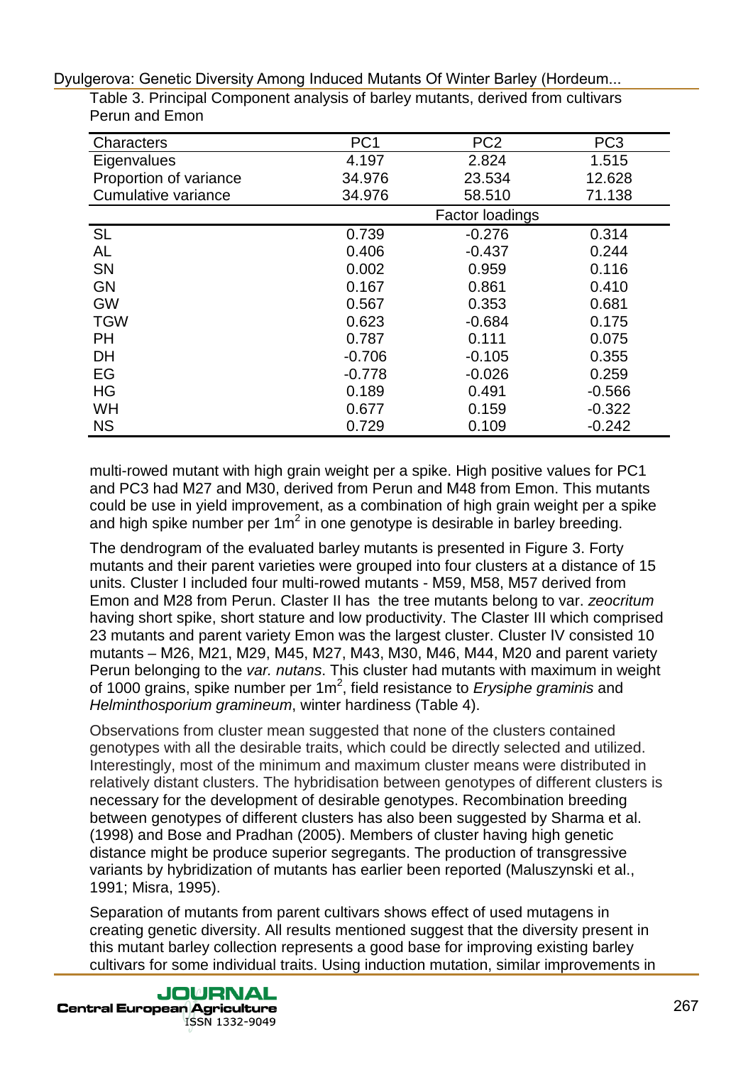Table 3. Principal Component analysis of barley mutants, derived from cultivars Perun and Emon

| Characters | PC1 | PC2 | PC3 |
|---|---|---|---|
| Eigenvalues | 4.197 | 2.824 | 1.515 |
| Proportion of variance | 34.976 | 23.534 | 12.628 |
| Cumulative variance | 34.976 | 58.510 | 71.138 |
| | | Factor loadings | |
| SL | 0.739 | -0.276 | 0.314 |
| AL | 0.406 | -0.437 | 0.244 |
| SN | 0.002 | 0.959 | 0.116 |
| GN | 0.167 | 0.861 | 0.410 |
| GW | 0.567 | 0.353 | 0.681 |
| TGW | 0.623 | -0.684 | 0.175 |
| PH | 0.787 | 0.111 | 0.075 |
| DH | -0.706 | -0.105 | 0.355 |
| EG | -0.778 | -0.026 | 0.259 |
| HG | 0.189 | 0.491 | -0.566 |
| WH | 0.677 | 0.159 | -0.322 |
| NS | 0.729 | 0.109 | -0.242 |

multi-rowed mutant with high grain weight per a spike. High positive values for PC1 and PC3 had M27 and M30, derived from Perun and M48 from Emon. This mutants could be use in yield improvement, as a combination of high grain weight per a spike and high spike number per 1m$^2$ in one genotype is desirable in barley breeding.

The dendrogram of the evaluated barley mutants is presented in Figure 3. Forty mutants and their parent varieties were grouped into four clusters at a distance of 15 units. Cluster I included four multi-rowed mutants - M59, M58, M57 derived from Emon and M28 from Perun. Claster II has the tree mutants belong to var. *zeocritum* having short spike, short stature and low productivity. The Claster III which comprised 23 mutants and parent variety Emon was the largest cluster. Cluster IV consisted 10 mutants – M26, M21, M29, M45, M27, M43, M30, M46, M44, M20 and parent variety Perun belonging to the *var. nutans*. This cluster had mutants with maximum in weight of 1000 grains, spike number per 1m$^2$, field resistance to *Erysiphe graminis* and *Helminthosporium gramineum*, winter hardiness (Table 4).

Observations from cluster mean suggested that none of the clusters contained genotypes with all the desirable traits, which could be directly selected and utilized. Interestingly, most of the minimum and maximum cluster means were distributed in relatively distant clusters. The hybridisation between genotypes of different clusters is necessary for the development of desirable genotypes. Recombination breeding between genotypes of different clusters has also been suggested by Sharma et al. (1998) and Bose and Pradhan (2005). Members of cluster having high genetic distance might be produce superior segregants. The production of transgressive variants by hybridization of mutants has earlier been reported (Maluszynski et al., 1991; Misra, 1995).

Separation of mutants from parent cultivars shows effect of used mutagens in creating genetic diversity. All results mentioned suggest that the diversity present in this mutant barley collection represents a good base for improving existing barley cultivars for some individual traits. Using induction mutation, similar improvements in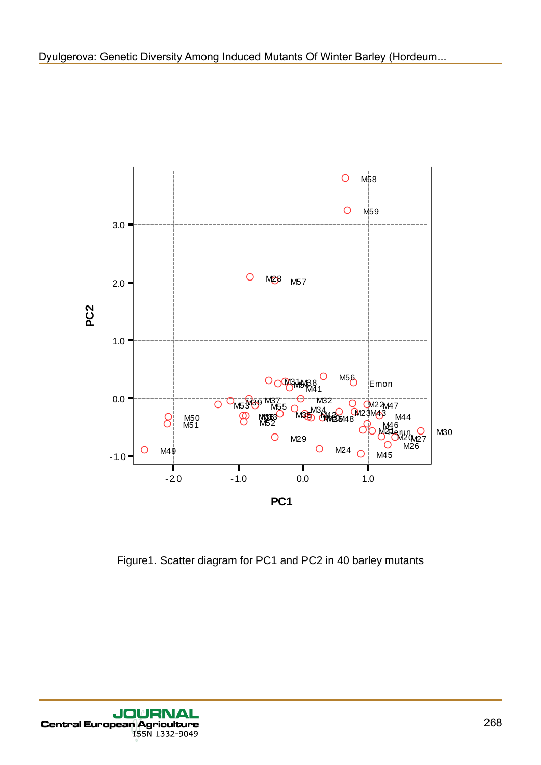Figure1. Scatter diagram for PC1 and PC2 in 40 barley mutants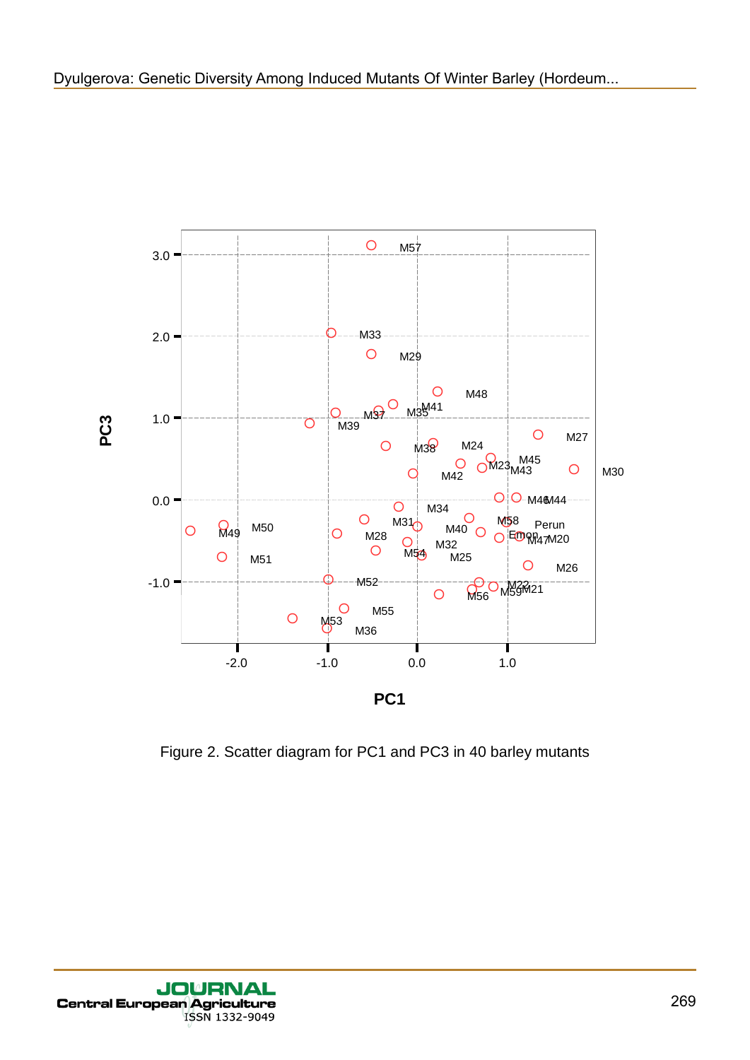Figure 2. Scatter diagram for PC1 and PC3 in 40 barley mutants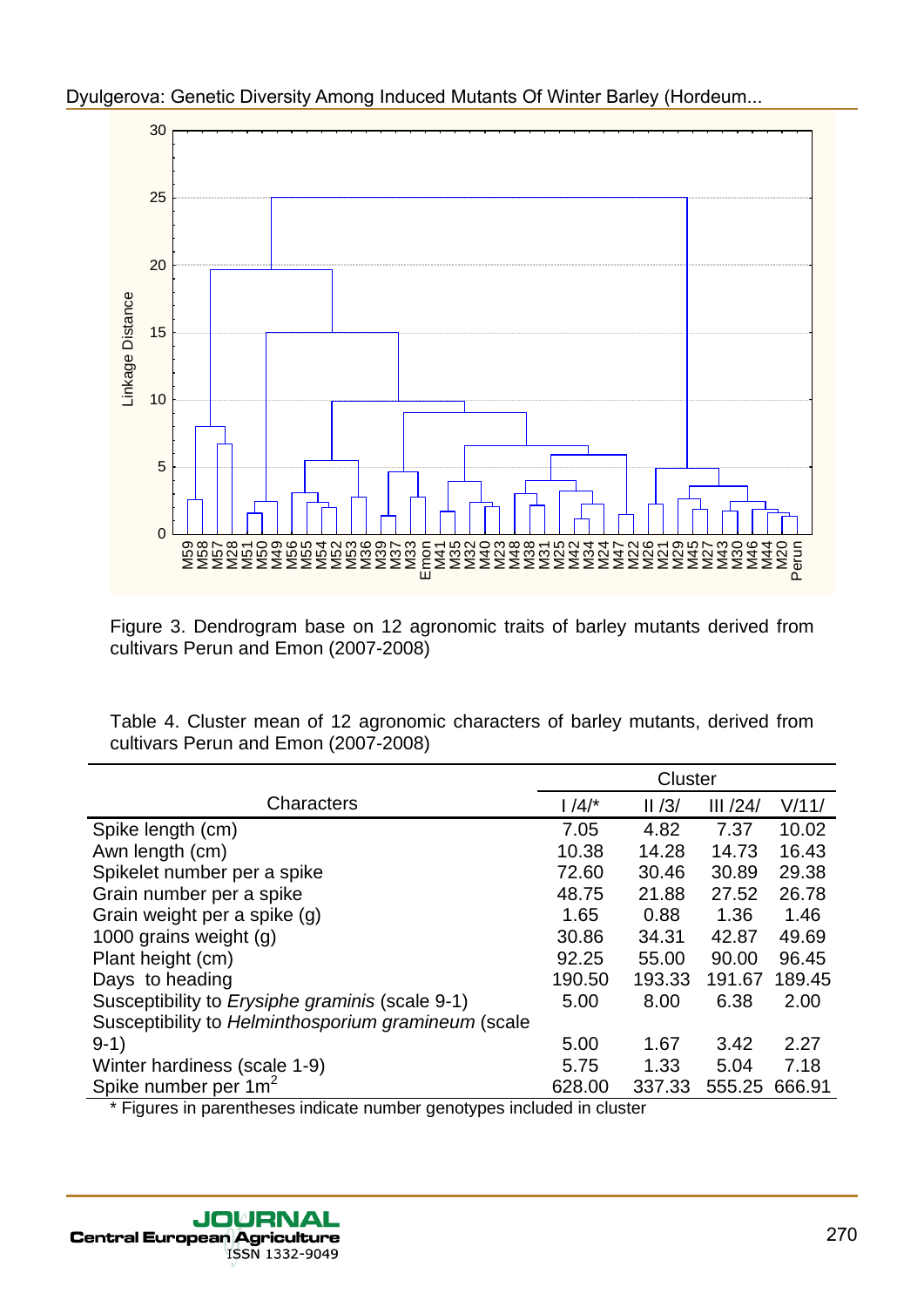Figure 3. Dendrogram base on 12 agronomic traits of barley mutants derived from cultivars Perun and Emon (2007-2008)

Table 4. Cluster mean of 12 agronomic characters of barley mutants, derived from cultivars Perun and Emon (2007-2008)

| Characters | Cluster | | | |
|---|---|---|---|---|
| | I /4/* | II /3/ | III /24/ | V/11/ |
| Spike length (cm) | 7.05 | 4.82 | 7.37 | 10.02 |
| Awn length (cm) | 10.38 | 14.28 | 14.73 | 16.43 |
| Spikelet number per a spike | 72.60 | 30.46 | 30.89 | 29.38 |
| Grain number per a spike | 48.75 | 21.88 | 27.52 | 26.78 |
| Grain weight per a spike (g) | 1.65 | 0.88 | 1.36 | 1.46 |
| 1000 grains weight (g) | 30.86 | 34.31 | 42.87 | 49.69 |
| Plant height (cm) | 92.25 | 55.00 | 90.00 | 96.45 |
| Days to heading | 190.50 | 193.33 | 191.67 | 189.45 |
| Susceptibility to *Erysiphe graminis* (scale 9-1) | 5.00 | 8.00 | 6.38 | 2.00 |
| Susceptibility to *Helminthosporium gramineum* (scale 9-1) | 5.00 | 1.67 | 3.42 | 2.27 |
| Winter hardiness (scale 1-9) | 5.75 | 1.33 | 5.04 | 7.18 |
| Spike number per $1m^2$ | 628.00 | 337.33 | 555.25 | 666.91 |

\* Figures in parentheses indicate number genotypes included in cluster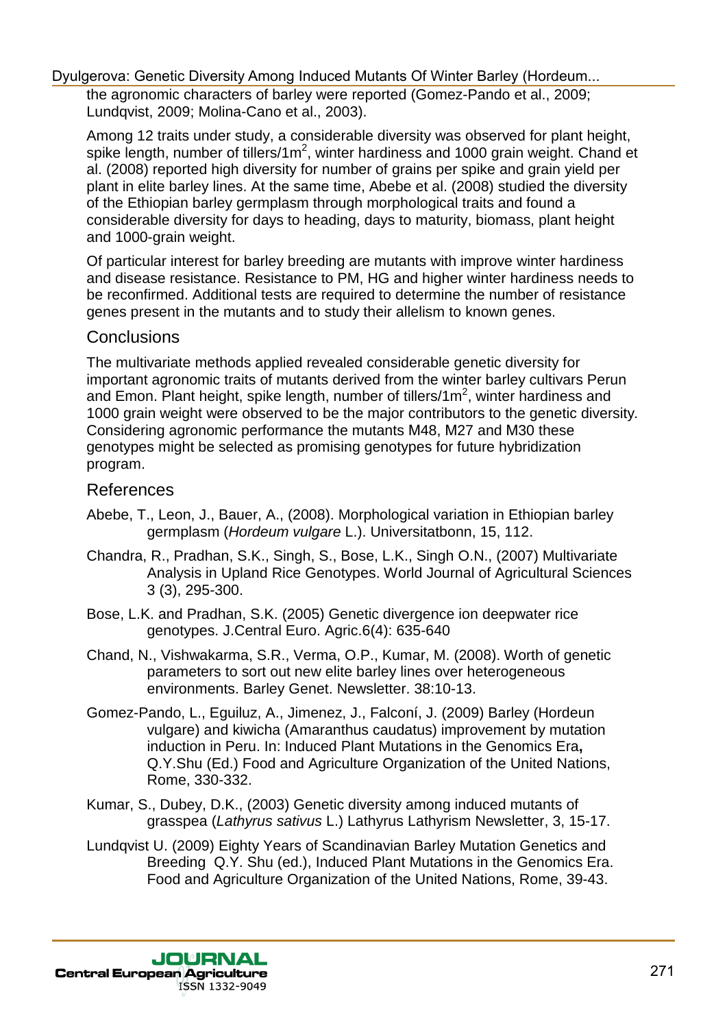the agronomic characters of barley were reported (Gomez-Pando et al., 2009; Lundqvist, 2009; Molina-Cano et al., 2003).

Among 12 traits under study, a considerable diversity was observed for plant height, spike length, number of tillers/1m$^2$, winter hardiness and 1000 grain weight. Chand et al. (2008) reported high diversity for number of grains per spike and grain yield per plant in elite barley lines. At the same time, Abebe et al. (2008) studied the diversity of the Ethiopian barley germplasm through morphological traits and found a considerable diversity for days to heading, days to maturity, biomass, plant height and 1000-grain weight.

Of particular interest for barley breeding are mutants with improve winter hardiness and disease resistance. Resistance to PM, HG and higher winter hardiness needs to be reconfirmed. Additional tests are required to determine the number of resistance genes present in the mutants and to study their allelism to known genes.

## Conclusions

The multivariate methods applied revealed considerable genetic diversity for important agronomic traits of mutants derived from the winter barley cultivars Perun and Emon. Plant height, spike length, number of tillers/1m$^2$, winter hardiness and 1000 grain weight were observed to be the major contributors to the genetic diversity. Considering agronomic performance the mutants M48, M27 and M30 these genotypes might be selected as promising genotypes for future hybridization program.

## References

Abebe, T., Leon, J., Bauer, A., (2008). Morphological variation in Ethiopian barley germplasm (*Hordeum vulgare* L.). Universitatbonn, 15, 112.

Chandra, R., Pradhan, S.K., Singh, S., Bose, L.K., Singh O.N., (2007) Multivariate Analysis in Upland Rice Genotypes. World Journal of Agricultural Sciences 3 (3), 295-300.

Bose, L.K. and Pradhan, S.K. (2005) Genetic divergence ion deepwater rice genotypes. J.Central Euro. Agric.6(4): 635-640

Chand, N., Vishwakarma, S.R., Verma, O.P., Kumar, M. (2008). Worth of genetic parameters to sort out new elite barley lines over heterogeneous environments. Barley Genet. Newsletter. 38:10-13.

Gomez-Pando, L., Eguiluz, A., Jimenez, J., Falconí, J. (2009) Barley (Hordeun vulgare) and kiwicha (Amaranthus caudatus) improvement by mutation induction in Peru. In: Induced Plant Mutations in the Genomics Era**,** Q.Y.Shu (Ed.) Food and Agriculture Organization of the United Nations, Rome, 330-332.

Kumar, S., Dubey, D.K., (2003) Genetic diversity among induced mutants of grasspea (*Lathyrus sativus* L.) Lathyrus Lathyrism Newsletter, 3, 15-17.

Lundqvist U. (2009) Eighty Years of Scandinavian Barley Mutation Genetics and Breeding Q.Y. Shu (ed.), Induced Plant Mutations in the Genomics Era. Food and Agriculture Organization of the United Nations, Rome, 39-43.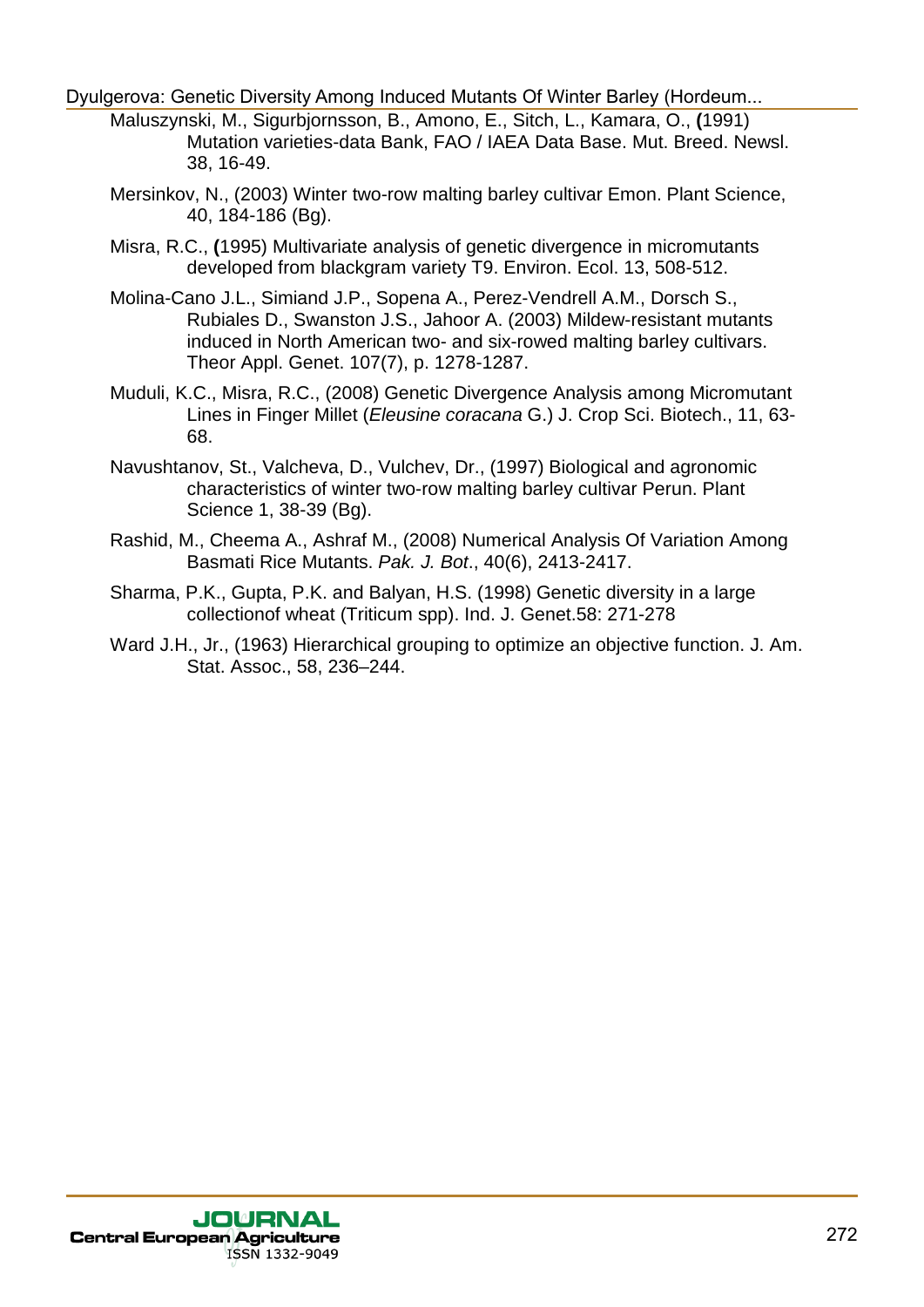Maluszynski, M., Sigurbjornsson, B., Amono, E., Sitch, L., Kamara, O., **(**1991) Mutation varieties-data Bank, FAO / IAEA Data Base. Mut. Breed. Newsl. 38, 16-49.

Mersinkov, N., (2003) Winter two-row malting barley cultivar Emon. Plant Science, 40, 184-186 (Bg).

Misra, R.C., **(**1995) Multivariate analysis of genetic divergence in micromutants developed from blackgram variety T9. Environ. Ecol. 13, 508-512.

Molina-Cano J.L., Simiand J.P., Sopena A., Perez-Vendrell A.M., Dorsch S., Rubiales D., Swanston J.S., Jahoor A. (2003) Mildew-resistant mutants induced in North American two- and six-rowed malting barley cultivars. Theor Appl. Genet. 107(7), p. 1278-1287.

Muduli, K.C., Misra, R.C., (2008) Genetic Divergence Analysis among Micromutant Lines in Finger Millet (*Eleusine coracana* G.) J. Crop Sci. Biotech., 11, 63-68.

Navushtanov, St., Valcheva, D., Vulchev, Dr., (1997) Biological and agronomic characteristics of winter two-row malting barley cultivar Perun. Plant Science 1, 38-39 (Bg).

Rashid, M., Cheema A., Ashraf M., (2008) Numerical Analysis Of Variation Among Basmati Rice Mutants. *Pak. J. Bot*., 40(6), 2413-2417.

Sharma, P.K., Gupta, P.K. and Balyan, H.S. (1998) Genetic diversity in a large collectionof wheat (Triticum spp). Ind. J. Genet.58: 271-278

Ward J.H., Jr., (1963) Hierarchical grouping to optimize an objective function. J. Am. Stat. Assoc., 58, 236–244.